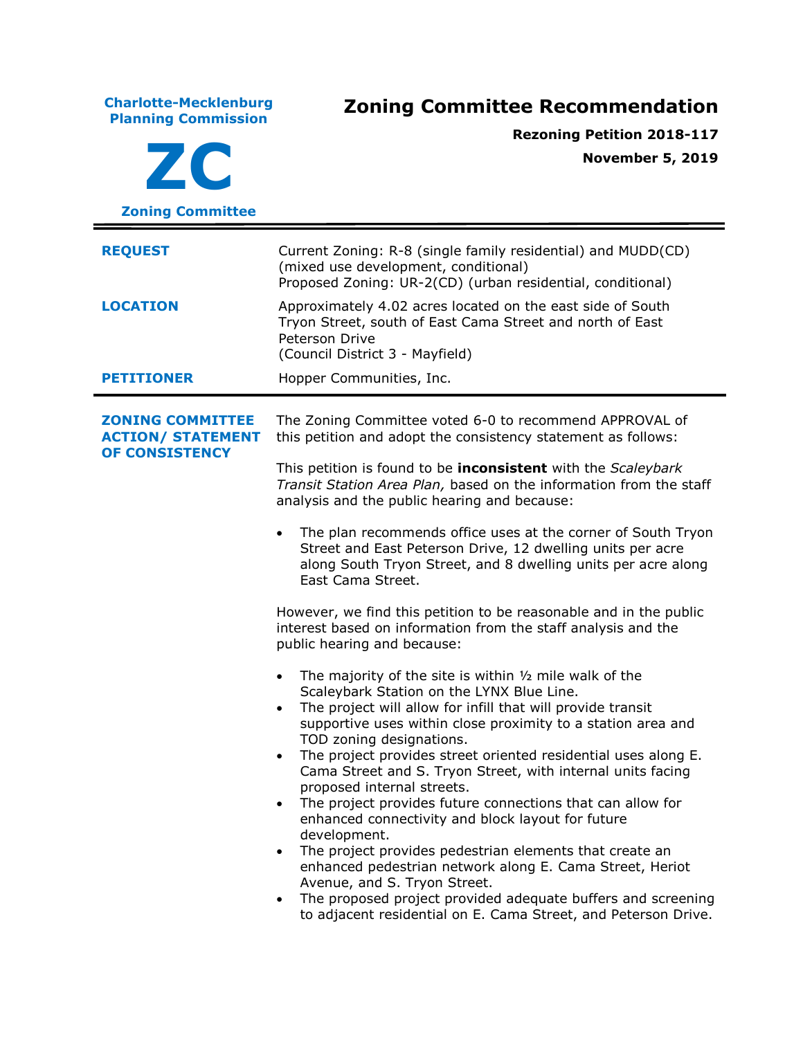**Charlote-Mecklenburg Planning Commission**

**ZC**

**Zoning Committee**

# Zoning Committee Recommendation

**Rezoning Petition 2018-117**

**November 5, 2019**

| | |
|---|---|
| **REQUEST** | Current Zoning: R-8 (single family residential) and MUDD(CD) (mixed use development, conditional)<br>Proposed Zoning: UR-2(CD) (urban residential, conditional) |
| **LOCATION** | Approximately 4.02 acres located on the east side of South Tryon Street, south of East Cama Street and north of East Peterson Drive<br>(Council District 3 - Mayfield) |
| **PETITIONER** | Hopper Communities, Inc. |

**ZONING COMMITTEE ACTION/ STATEMENT OF CONSISTENCY**

The Zoning Committee voted 6-0 to recommend APPROVAL of this petition and adopt the consistency statement as follows:

This petition is found to be **inconsistent** with the *Scaleybark Transit Station Area Plan,* based on the information from the staff analysis and the public hearing and because:

- The plan recommends office uses at the corner of South Tryon Street and East Peterson Drive, 12 dwelling units per acre along South Tryon Street, and 8 dwelling units per acre along East Cama Street.

However, we find this petition to be reasonable and in the public interest based on information from the staff analysis and the public hearing and because:

- The majority of the site is within ½ mile walk of the Scaleybark Station on the LYNX Blue Line.
- The project will allow for infill that will provide transit supportive uses within close proximity to a station area and TOD zoning designations.
- The project provides street oriented residential uses along E. Cama Street and S. Tryon Street, with internal units facing proposed internal streets.
- The project provides future connections that can allow for enhanced connectivity and block layout for future development.
- The project provides pedestrian elements that create an enhanced pedestrian network along E. Cama Street, Heriot Avenue, and S. Tryon Street.
- The proposed project provided adequate buffers and screening to adjacent residential on E. Cama Street, and Peterson Drive.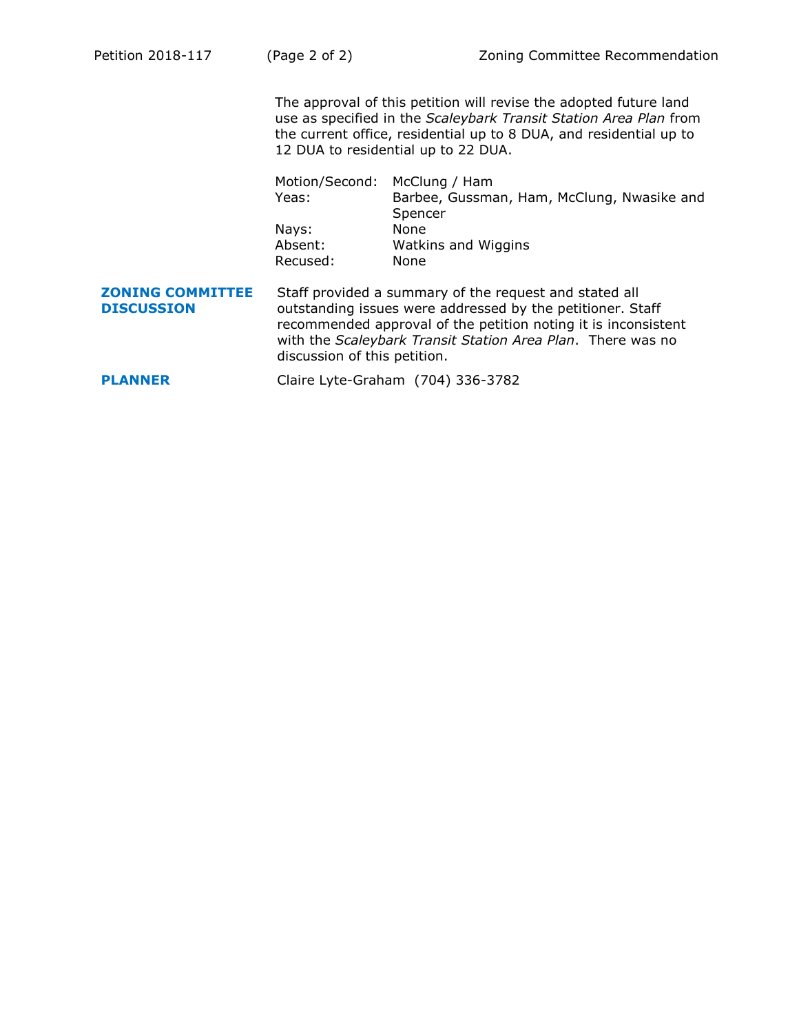The approval of this petition will revise the adopted future land use as specified in the *Scaleybark Transit Station Area Plan* from the current office, residential up to 8 DUA, and residential up to 12 DUA to residential up to 22 DUA.

| | |
|---|---|
| Motion/Second: | McClung / Ham |
| Yeas: | Barbee, Gussman, Ham, McClung, Nwasike and Spencer |
| Nays: | None |
| Absent: | Watkins and Wiggins |
| Recused: | None |

**ZONING COMMITTEE DISCUSSION**

Staff provided a summary of the request and stated all outstanding issues were addressed by the petitioner. Staff recommended approval of the petition noting it is inconsistent with the *Scaleybark Transit Station Area Plan*. There was no discussion of this petition.

**PLANNER**

Claire Lyte-Graham (704) 336-3782